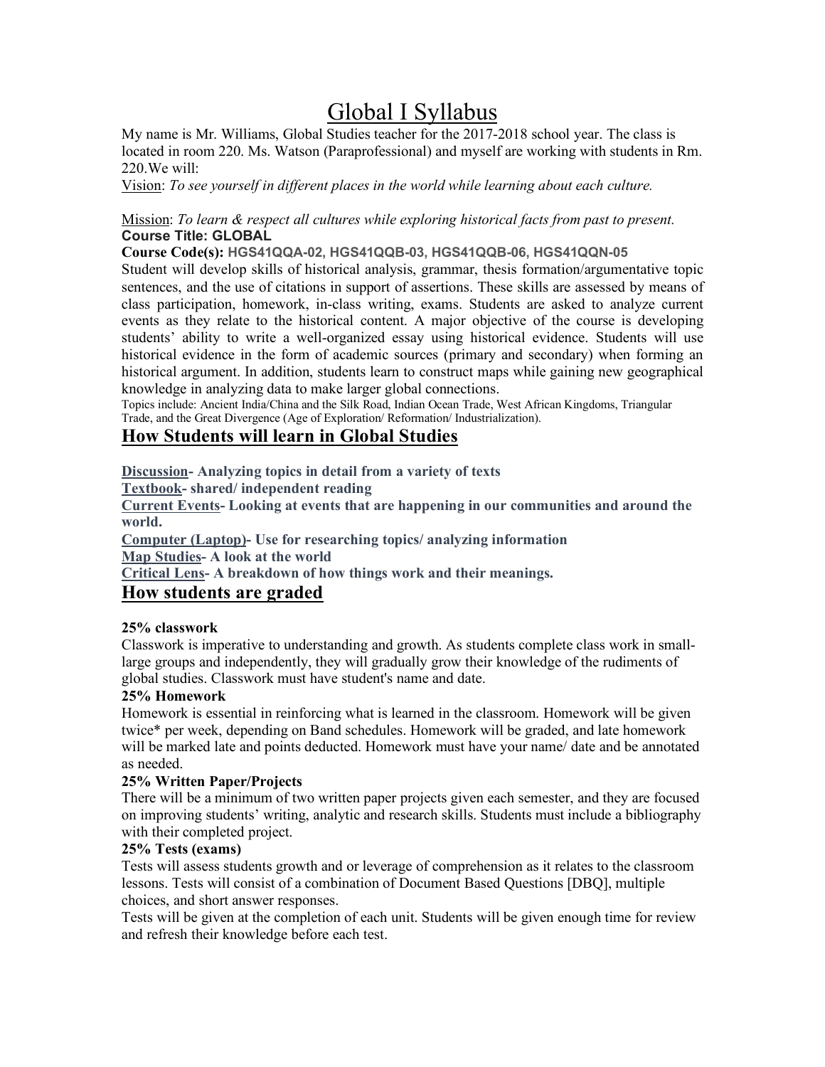# Global I Syllabus

My name is Mr. Williams, Global Studies teacher for the 2017-2018 school year. The class is located in room 220. Ms. Watson (Paraprofessional) and myself are working with students in Rm. 220.We will:

Vision: *To see yourself in different places in the world while learning about each culture.*

Mission: *To learn & respect all cultures while exploring historical facts from past to present.*

**Course Title: GLOBAL**

**Course Code(s): HGS41QQA-02, HGS41QQB-03, HGS41QQB-06, HGS41QQN-05**

Student will develop skills of historical analysis, grammar, thesis formation/argumentative topic sentences, and the use of citations in support of assertions. These skills are assessed by means of class participation, homework, in-class writing, exams. Students are asked to analyze current events as they relate to the historical content. A major objective of the course is developing students' ability to write a well-organized essay using historical evidence. Students will use historical evidence in the form of academic sources (primary and secondary) when forming an historical argument. In addition, students learn to construct maps while gaining new geographical knowledge in analyzing data to make larger global connections.

Topics include: Ancient India/China and the Silk Road, Indian Ocean Trade, West African Kingdoms, Triangular Trade, and the Great Divergence (Age of Exploration/ Reformation/ Industrialization).

## How Students will learn in Global Studies

**Discussion- Analyzing topics in detail from a variety of texts**

**Textbook- shared/ independent reading**

**Current Events- Looking at events that are happening in our communities and around the world.**

**Computer (Laptop)- Use for researching topics/ analyzing information**

**Map Studies- A look at the world**

**Critical Lens- A breakdown of how things work and their meanings.**

## How students are graded

**25% classwork**

Classwork is imperative to understanding and growth. As students complete class work in small-large groups and independently, they will gradually grow their knowledge of the rudiments of global studies. Classwork must have student's name and date.

**25% Homework**

Homework is essential in reinforcing what is learned in the classroom. Homework will be given twice* per week, depending on Band schedules. Homework will be graded, and late homework will be marked late and points deducted. Homework must have your name/ date and be annotated as needed.

**25% Written Paper/Projects**

There will be a minimum of two written paper projects given each semester, and they are focused on improving students' writing, analytic and research skills. Students must include a bibliography with their completed project.

**25% Tests (exams)**

Tests will assess students growth and or leverage of comprehension as it relates to the classroom lessons. Tests will consist of a combination of Document Based Questions [DBQ], multiple choices, and short answer responses.

Tests will be given at the completion of each unit. Students will be given enough time for review and refresh their knowledge before each test.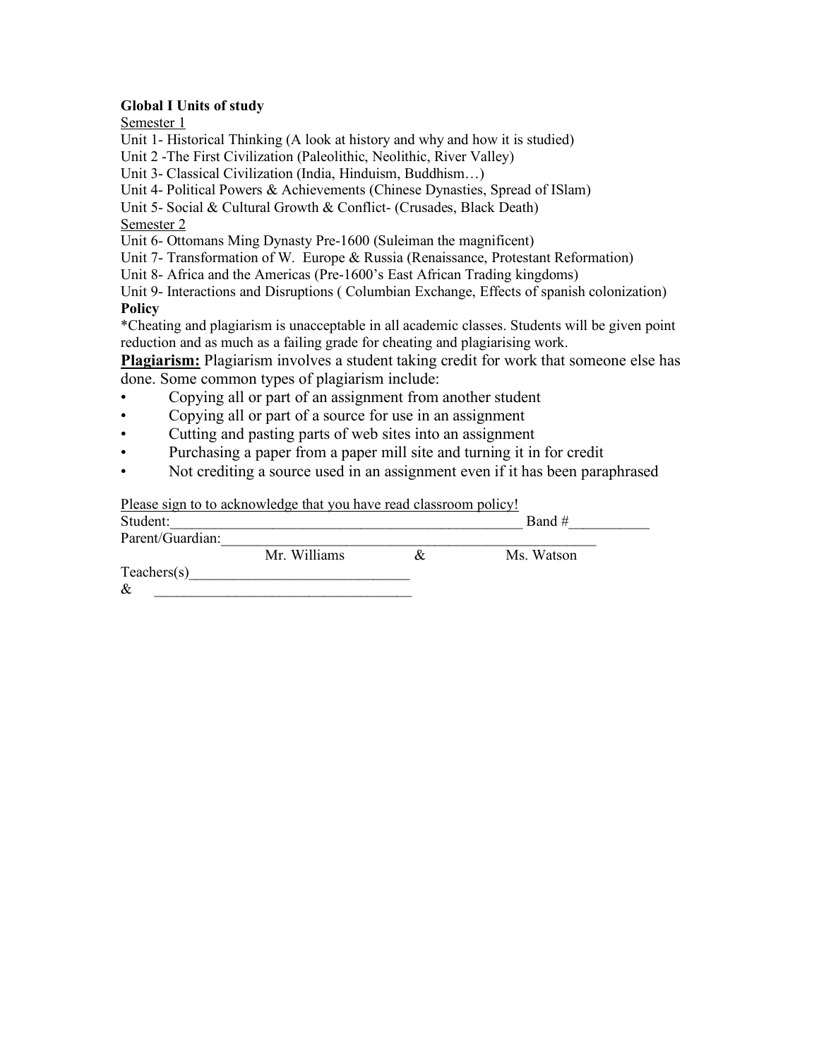**Global I Units of study**

Semester 1

Unit 1- Historical Thinking (A look at history and why and how it is studied)

Unit 2 -The First Civilization (Paleolithic, Neolithic, River Valley)

Unit 3- Classical Civilization (India, Hinduism, Buddhism…)

Unit 4- Political Powers & Achievements (Chinese Dynasties, Spread of ISlam)

Unit 5- Social & Cultural Growth & Conflict- (Crusades, Black Death)

Semester 2

Unit 6- Ottomans Ming Dynasty Pre-1600 (Suleiman the magnificent)

Unit 7- Transformation of W. Europe & Russia (Renaissance, Protestant Reformation)

Unit 8- Africa and the Americas (Pre-1600's East African Trading kingdoms)

Unit 9- Interactions and Disruptions ( Columbian Exchange, Effects of spanish colonization)

**Policy**

*Cheating and plagiarism is unacceptable in all academic classes. Students will be given point reduction and as much as a failing grade for cheating and plagiarising work.

**Plagiarism:** Plagiarism involves a student taking credit for work that someone else has done. Some common types of plagiarism include:

- Copying all or part of an assignment from another student
- Copying all or part of a source for use in an assignment
- Cutting and pasting parts of web sites into an assignment
- Purchasing a paper from a paper mill site and turning it in for credit
- Not crediting a source used in an assignment even if it has been paraphrased

Please sign to to acknowledge that you have read classroom policy!

Student:_________________________________________________ Band #___________

Parent/Guardian:_____________________________________________________

Mr. Williams & Ms. Watson

Teachers(s)_____________________________

& _________________________________